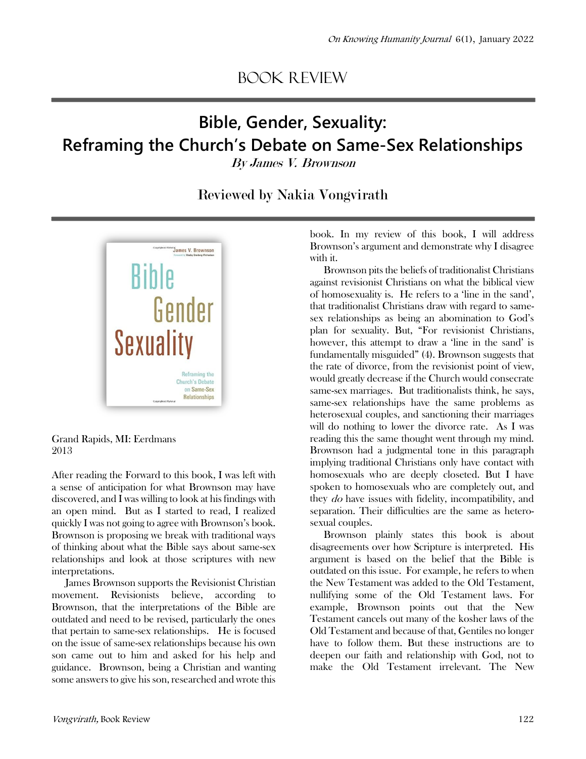# Book Review

## Bible, Gender, Sexuality: Reframing the Church's Debate on Same-Sex Relationships

*By James V. Brownson*

### Reviewed by Nakia Vongvirath

Grand Rapids, MI: Eerdmans
2013

After reading the Forward to this book, I was left with a sense of anticipation for what Brownson may have discovered, and I was willing to look at his findings with an open mind. But as I started to read, I realized quickly I was not going to agree with Brownson's book. Brownson is proposing we break with traditional ways of thinking about what the Bible says about same-sex relationships and look at those scriptures with new interpretations.

James Brownson supports the Revisionist Christian movement. Revisionists believe, according to Brownson, that the interpretations of the Bible are outdated and need to be revised, particularly the ones that pertain to same-sex relationships. He is focused on the issue of same-sex relationships because his own son came out to him and asked for his help and guidance. Brownson, being a Christian and wanting some answers to give his son, researched and wrote this book. In my review of this book, I will address Brownson's argument and demonstrate why I disagree with it.

Brownson pits the beliefs of traditionalist Christians against revisionist Christians on what the biblical view of homosexuality is. He refers to a 'line in the sand', that traditionalist Christians draw with regard to same-sex relationships as being an abomination to God's plan for sexuality. But, "For revisionist Christians, however, this attempt to draw a 'line in the sand' is fundamentally misguided" (4). Brownson suggests that the rate of divorce, from the revisionist point of view, would greatly decrease if the Church would consecrate same-sex marriages. But traditionalists think, he says, same-sex relationships have the same problems as heterosexual couples, and sanctioning their marriages will do nothing to lower the divorce rate. As I was reading this the same thought went through my mind. Brownson had a judgmental tone in this paragraph implying traditional Christians only have contact with homosexuals who are deeply closeted. But I have spoken to homosexuals who are completely out, and they *do* have issues with fidelity, incompatibility, and separation. Their difficulties are the same as heterosexual couples.

Brownson plainly states this book is about disagreements over how Scripture is interpreted. His argument is based on the belief that the Bible is outdated on this issue. For example, he refers to when the New Testament was added to the Old Testament, nullifying some of the Old Testament laws. For example, Brownson points out that the New Testament cancels out many of the kosher laws of the Old Testament and because of that, Gentiles no longer have to follow them. But these instructions are to deepen our faith and relationship with God, not to make the Old Testament irrelevant. The New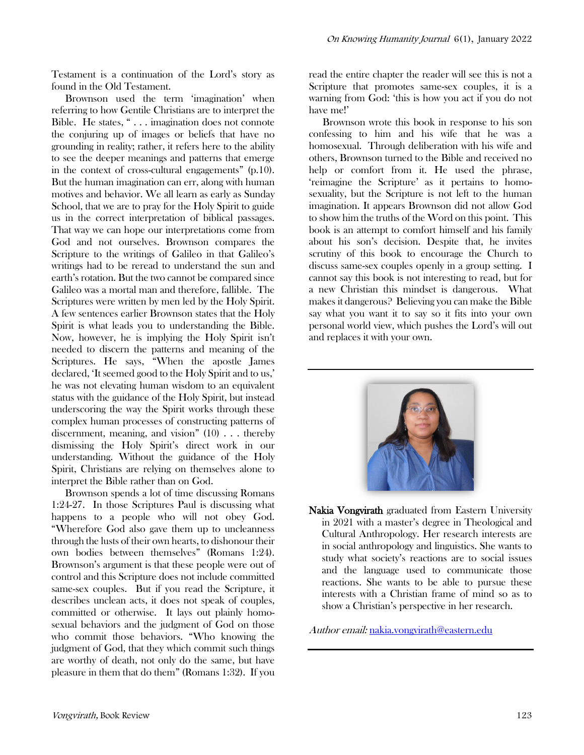Testament is a continuation of the Lord's story as found in the Old Testament.

Brownson used the term 'imagination' when referring to how Gentile Christians are to interpret the Bible. He states, " . . . imagination does not connote the conjuring up of images or beliefs that have no grounding in reality; rather, it refers here to the ability to see the deeper meanings and patterns that emerge in the context of cross-cultural engagements" (p.10). But the human imagination can err, along with human motives and behavior. We all learn as early as Sunday School, that we are to pray for the Holy Spirit to guide us in the correct interpretation of biblical passages. That way we can hope our interpretations come from God and not ourselves. Brownson compares the Scripture to the writings of Galileo in that Galileo's writings had to be reread to understand the sun and earth's rotation. But the two cannot be compared since Galileo was a mortal man and therefore, fallible. The Scriptures were written by men led by the Holy Spirit. A few sentences earlier Brownson states that the Holy Spirit is what leads you to understanding the Bible. Now, however, he is implying the Holy Spirit isn't needed to discern the patterns and meaning of the Scriptures. He says, "When the apostle James declared, 'It seemed good to the Holy Spirit and to us,' he was not elevating human wisdom to an equivalent status with the guidance of the Holy Spirit, but instead underscoring the way the Spirit works through these complex human processes of constructing patterns of discernment, meaning, and vision" (10) . . . thereby dismissing the Holy Spirit's direct work in our understanding. Without the guidance of the Holy Spirit, Christians are relying on themselves alone to interpret the Bible rather than on God.

Brownson spends a lot of time discussing Romans 1:24-27. In those Scriptures Paul is discussing what happens to a people who will not obey God. "Wherefore God also gave them up to uncleanness through the lusts of their own hearts, to dishonour their own bodies between themselves" (Romans 1:24). Brownson's argument is that these people were out of control and this Scripture does not include committed same-sex couples. But if you read the Scripture, it describes unclean acts, it does not speak of couples, committed or otherwise. It lays out plainly homosexual behaviors and the judgment of God on those who commit those behaviors. "Who knowing the judgment of God, that they which commit such things are worthy of death, not only do the same, but have pleasure in them that do them" (Romans 1:32). If you read the entire chapter the reader will see this is not a Scripture that promotes same-sex couples, it is a warning from God: 'this is how you act if you do not have me!'

Brownson wrote this book in response to his son confessing to him and his wife that he was a homosexual. Through deliberation with his wife and others, Brownson turned to the Bible and received no help or comfort from it. He used the phrase, 'reimagine the Scripture' as it pertains to homosexuality, but the Scripture is not left to the human imagination. It appears Brownson did not allow God to show him the truths of the Word on this point. This book is an attempt to comfort himself and his family about his son's decision. Despite that, he invites scrutiny of this book to encourage the Church to discuss same-sex couples openly in a group setting. I cannot say this book is not interesting to read, but for a new Christian this mindset is dangerous. What makes it dangerous? Believing you can make the Bible say what you want it to say so it fits into your own personal world view, which pushes the Lord's will out and replaces it with your own.

---

**Nakia Vongvirath** graduated from Eastern University in 2021 with a master's degree in Theological and Cultural Anthropology. Her research interests are in social anthropology and linguistics. She wants to study what society's reactions are to social issues and the language used to communicate those reactions. She wants to be able to pursue these interests with a Christian frame of mind so as to show a Christian's perspective in her research.

*Author email:* nakia.vongvirath@eastern.edu

---